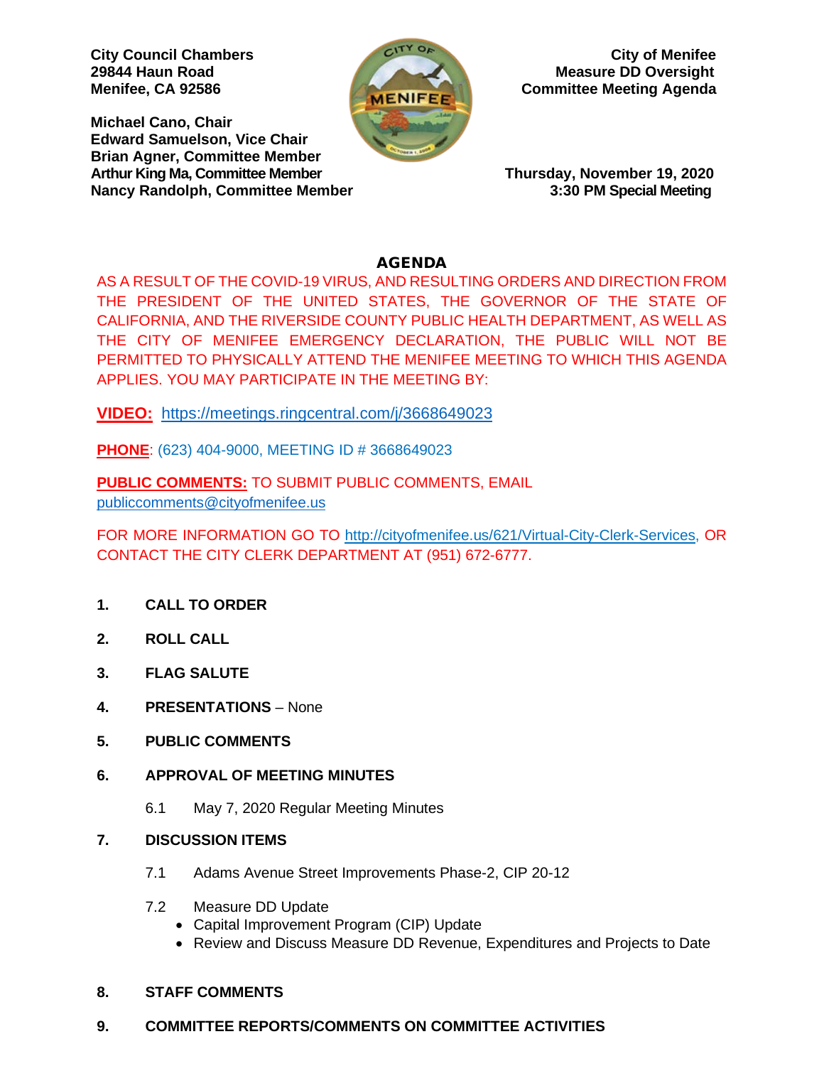**City Council Chambers**
**29844 Haun Road**
**Menifee, CA 92586**

**City of Menifee**
**Measure DD Oversight**
**Committee Meeting Agenda**

**Michael Cano, Chair**
**Edward Samuelson, Vice Chair**
**Brian Agner, Committee Member**
**Arthur King Ma, Committee Member**
**Nancy Randolph, Committee Member**

**Thursday, November 19, 2020**
**3:30 PM Special Meeting**

## AGENDA

AS A RESULT OF THE COVID-19 VIRUS, AND RESULTING ORDERS AND DIRECTION FROM THE PRESIDENT OF THE UNITED STATES, THE GOVERNOR OF THE STATE OF CALIFORNIA, AND THE RIVERSIDE COUNTY PUBLIC HEALTH DEPARTMENT, AS WELL AS THE CITY OF MENIFEE EMERGENCY DECLARATION, THE PUBLIC WILL NOT BE PERMITTED TO PHYSICALLY ATTEND THE MENIFEE MEETING TO WHICH THIS AGENDA APPLIES. YOU MAY PARTICIPATE IN THE MEETING BY:

**VIDEO:** https://meetings.ringcentral.com/j/3668649023

**PHONE**: (623) 404-9000, MEETING ID # 3668649023

**PUBLIC COMMENTS:** TO SUBMIT PUBLIC COMMENTS, EMAIL publiccomments@cityofmenifee.us

FOR MORE INFORMATION GO TO http://cityofmenifee.us/621/Virtual-City-Clerk-Services, OR CONTACT THE CITY CLERK DEPARTMENT AT (951) 672-6777.

1. **CALL TO ORDER**

2. **ROLL CALL**

3. **FLAG SALUTE**

4. **PRESENTATIONS** – None

5. **PUBLIC COMMENTS**

6. **APPROVAL OF MEETING MINUTES**

   6.1 May 7, 2020 Regular Meeting Minutes

7. **DISCUSSION ITEMS**

   7.1 Adams Avenue Street Improvements Phase-2, CIP 20-12

   7.2 Measure DD Update
   - Capital Improvement Program (CIP) Update
   - Review and Discuss Measure DD Revenue, Expenditures and Projects to Date

8. **STAFF COMMENTS**

9. **COMMITTEE REPORTS/COMMENTS ON COMMITTEE ACTIVITIES**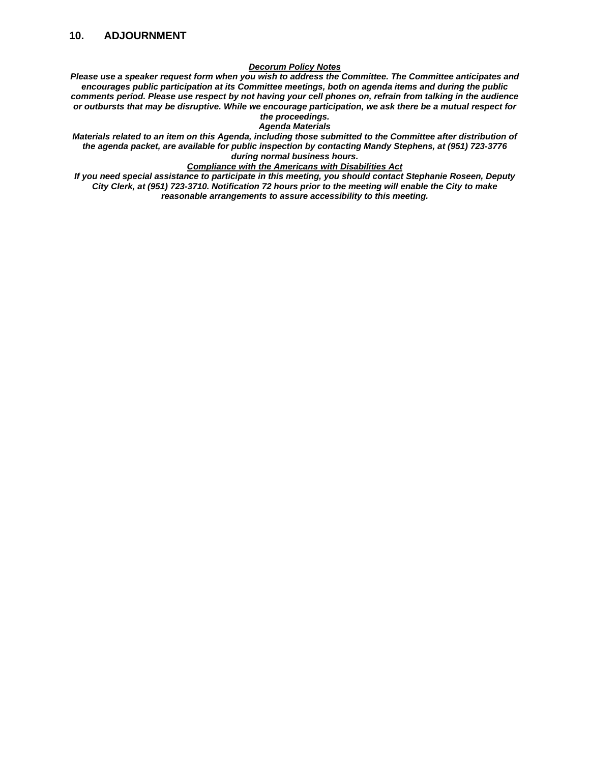## 10. ADJOURNMENT

***Decorum Policy Notes***

***Please use a speaker request form when you wish to address the Committee. The Committee anticipates and encourages public participation at its Committee meetings, both on agenda items and during the public comments period. Please use respect by not having your cell phones on, refrain from talking in the audience or outbursts that may be disruptive. While we encourage participation, we ask there be a mutual respect for the proceedings.***

***Agenda Materials***

***Materials related to an item on this Agenda, including those submitted to the Committee after distribution of the agenda packet, are available for public inspection by contacting Mandy Stephens, at (951) 723-3776 during normal business hours.***

***Compliance with the Americans with Disabilities Act***

***If you need special assistance to participate in this meeting, you should contact Stephanie Roseen, Deputy City Clerk, at (951) 723-3710. Notification 72 hours prior to the meeting will enable the City to make reasonable arrangements to assure accessibility to this meeting.***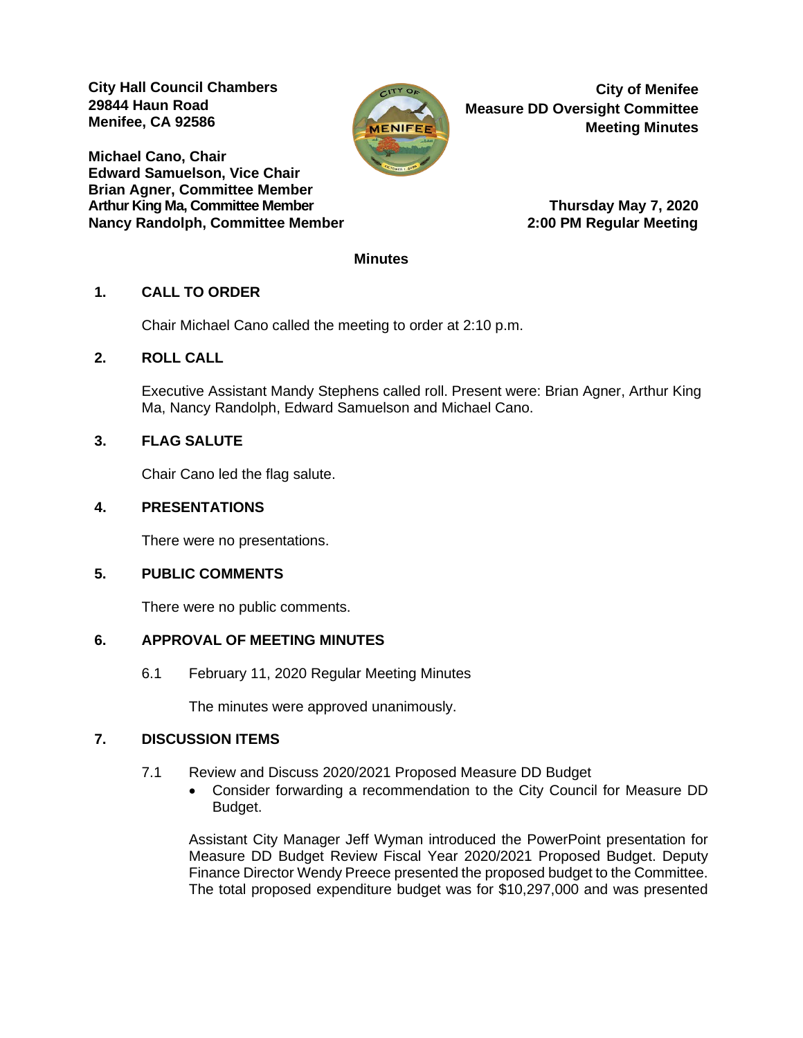**City Hall Council Chambers**
**29844 Haun Road**
**Menifee, CA 92586**

**City of Menifee**
**Measure DD Oversight Committee**
**Meeting Minutes**

**Michael Cano, Chair**
**Edward Samuelson, Vice Chair**
**Brian Agner, Committee Member**
**Arthur King Ma, Committee Member**
**Nancy Randolph, Committee Member**

**Thursday May 7, 2020**
**2:00 PM Regular Meeting**

**Minutes**

## 1. CALL TO ORDER

Chair Michael Cano called the meeting to order at 2:10 p.m.

## 2. ROLL CALL

Executive Assistant Mandy Stephens called roll. Present were: Brian Agner, Arthur King Ma, Nancy Randolph, Edward Samuelson and Michael Cano.

## 3. FLAG SALUTE

Chair Cano led the flag salute.

## 4. PRESENTATIONS

There were no presentations.

## 5. PUBLIC COMMENTS

There were no public comments.

## 6. APPROVAL OF MEETING MINUTES

6.1 February 11, 2020 Regular Meeting Minutes

The minutes were approved unanimously.

## 7. DISCUSSION ITEMS

7.1 Review and Discuss 2020/2021 Proposed Measure DD Budget

- Consider forwarding a recommendation to the City Council for Measure DD Budget.

Assistant City Manager Jeff Wyman introduced the PowerPoint presentation for Measure DD Budget Review Fiscal Year 2020/2021 Proposed Budget. Deputy Finance Director Wendy Preece presented the proposed budget to the Committee. The total proposed expenditure budget was for $10,297,000 and was presented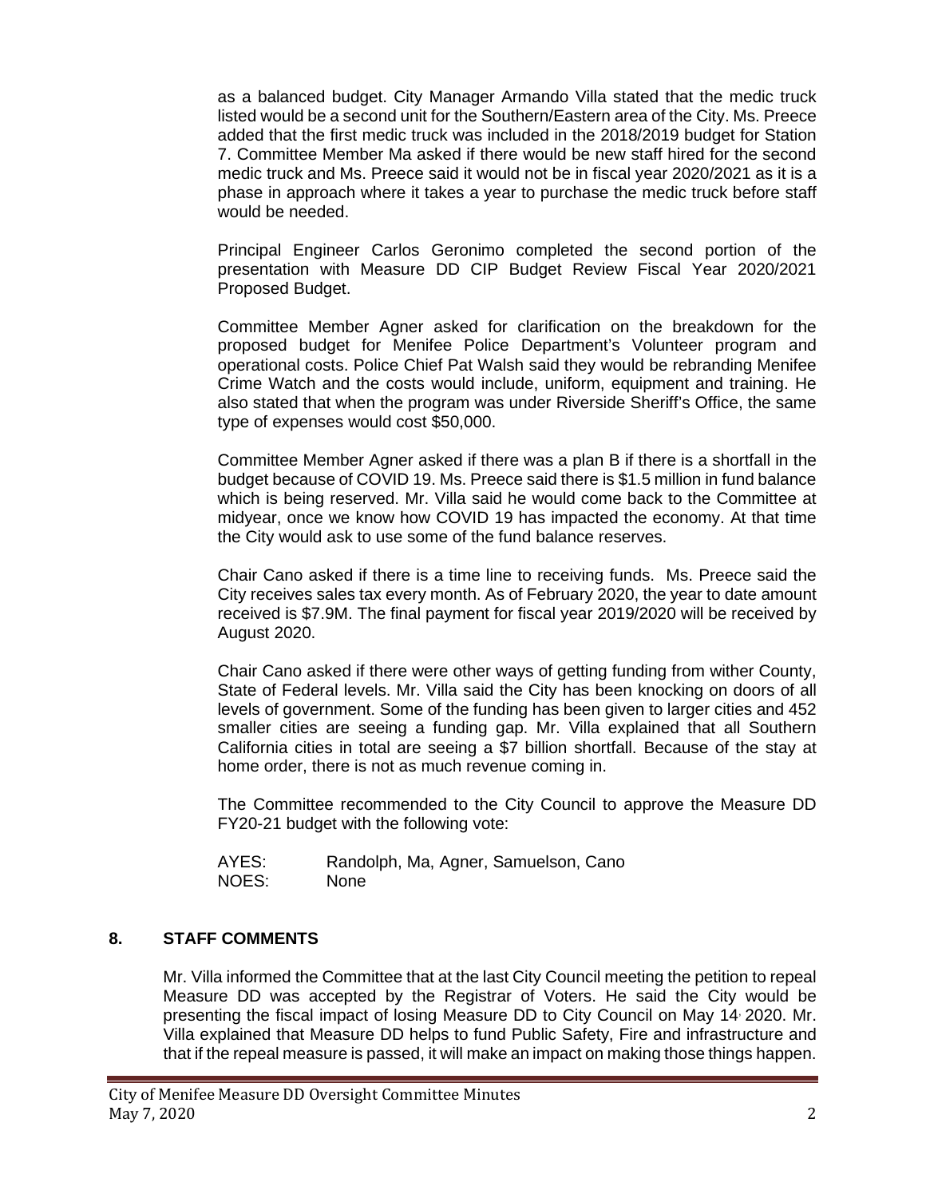as a balanced budget. City Manager Armando Villa stated that the medic truck listed would be a second unit for the Southern/Eastern area of the City. Ms. Preece added that the first medic truck was included in the 2018/2019 budget for Station 7. Committee Member Ma asked if there would be new staff hired for the second medic truck and Ms. Preece said it would not be in fiscal year 2020/2021 as it is a phase in approach where it takes a year to purchase the medic truck before staff would be needed.

Principal Engineer Carlos Geronimo completed the second portion of the presentation with Measure DD CIP Budget Review Fiscal Year 2020/2021 Proposed Budget.

Committee Member Agner asked for clarification on the breakdown for the proposed budget for Menifee Police Department's Volunteer program and operational costs. Police Chief Pat Walsh said they would be rebranding Menifee Crime Watch and the costs would include, uniform, equipment and training. He also stated that when the program was under Riverside Sheriff's Office, the same type of expenses would cost $50,000.

Committee Member Agner asked if there was a plan B if there is a shortfall in the budget because of COVID 19. Ms. Preece said there is $1.5 million in fund balance which is being reserved. Mr. Villa said he would come back to the Committee at midyear, once we know how COVID 19 has impacted the economy. At that time the City would ask to use some of the fund balance reserves.

Chair Cano asked if there is a time line to receiving funds. Ms. Preece said the City receives sales tax every month. As of February 2020, the year to date amount received is $7.9M. The final payment for fiscal year 2019/2020 will be received by August 2020.

Chair Cano asked if there were other ways of getting funding from wither County, State of Federal levels. Mr. Villa said the City has been knocking on doors of all levels of government. Some of the funding has been given to larger cities and 452 smaller cities are seeing a funding gap. Mr. Villa explained that all Southern California cities in total are seeing a $7 billion shortfall. Because of the stay at home order, there is not as much revenue coming in.

The Committee recommended to the City Council to approve the Measure DD FY20-21 budget with the following vote:

AYES: Randolph, Ma, Agner, Samuelson, Cano
NOES: None

## 8. STAFF COMMENTS

Mr. Villa informed the Committee that at the last City Council meeting the petition to repeal Measure DD was accepted by the Registrar of Voters. He said the City would be presenting the fiscal impact of losing Measure DD to City Council on May 14, 2020. Mr. Villa explained that Measure DD helps to fund Public Safety, Fire and infrastructure and that if the repeal measure is passed, it will make an impact on making those things happen.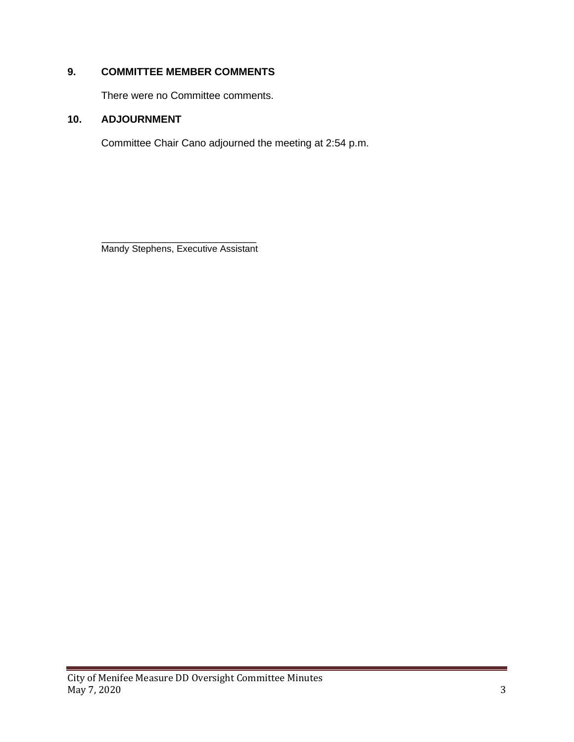## 9. COMMITTEE MEMBER COMMENTS

There were no Committee comments.

## 10. ADJOURNMENT

Committee Chair Cano adjourned the meeting at 2:54 p.m.

_____________________________
Mandy Stephens, Executive Assistant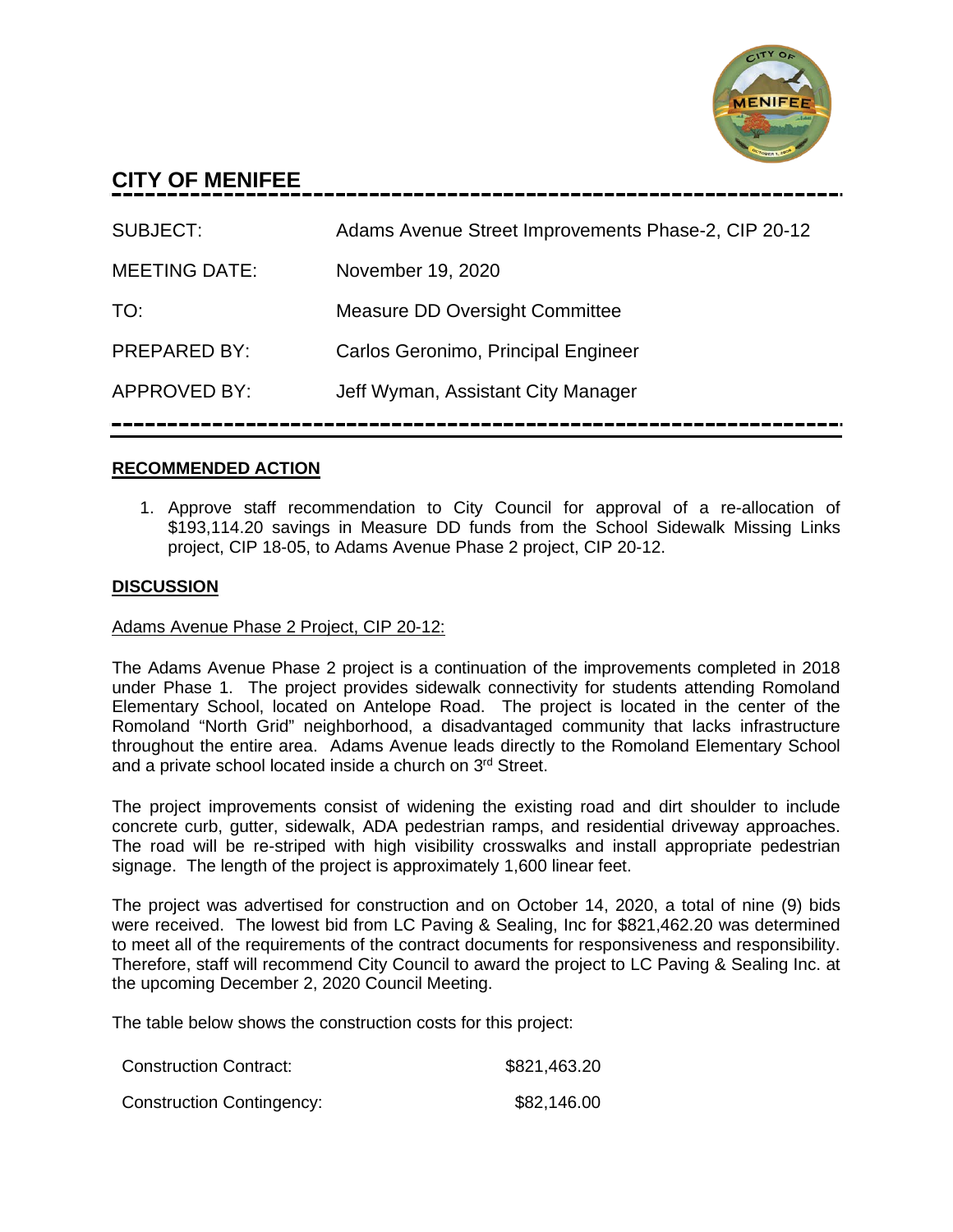# CITY OF MENIFEE

| | |
|---|---|
| SUBJECT: | Adams Avenue Street Improvements Phase-2, CIP 20-12 |
| MEETING DATE: | November 19, 2020 |
| TO: | Measure DD Oversight Committee |
| PREPARED BY: | Carlos Geronimo, Principal Engineer |
| APPROVED BY: | Jeff Wyman, Assistant City Manager |

## RECOMMENDED ACTION

1. Approve staff recommendation to City Council for approval of a re-allocation of $193,114.20 savings in Measure DD funds from the School Sidewalk Missing Links project, CIP 18-05, to Adams Avenue Phase 2 project, CIP 20-12.

## DISCUSSION

Adams Avenue Phase 2 Project, CIP 20-12:

The Adams Avenue Phase 2 project is a continuation of the improvements completed in 2018 under Phase 1. The project provides sidewalk connectivity for students attending Romoland Elementary School, located on Antelope Road. The project is located in the center of the Romoland "North Grid" neighborhood, a disadvantaged community that lacks infrastructure throughout the entire area. Adams Avenue leads directly to the Romoland Elementary School and a private school located inside a church on 3rd Street.

The project improvements consist of widening the existing road and dirt shoulder to include concrete curb, gutter, sidewalk, ADA pedestrian ramps, and residential driveway approaches. The road will be re-striped with high visibility crosswalks and install appropriate pedestrian signage. The length of the project is approximately 1,600 linear feet.

The project was advertised for construction and on October 14, 2020, a total of nine (9) bids were received. The lowest bid from LC Paving & Sealing, Inc for $821,462.20 was determined to meet all of the requirements of the contract documents for responsiveness and responsibility. Therefore, staff will recommend City Council to award the project to LC Paving & Sealing Inc. at the upcoming December 2, 2020 Council Meeting.

The table below shows the construction costs for this project:

| | |
|---|---|
| Construction Contract: | $821,463.20 |
| Construction Contingency: | $82,146.00 |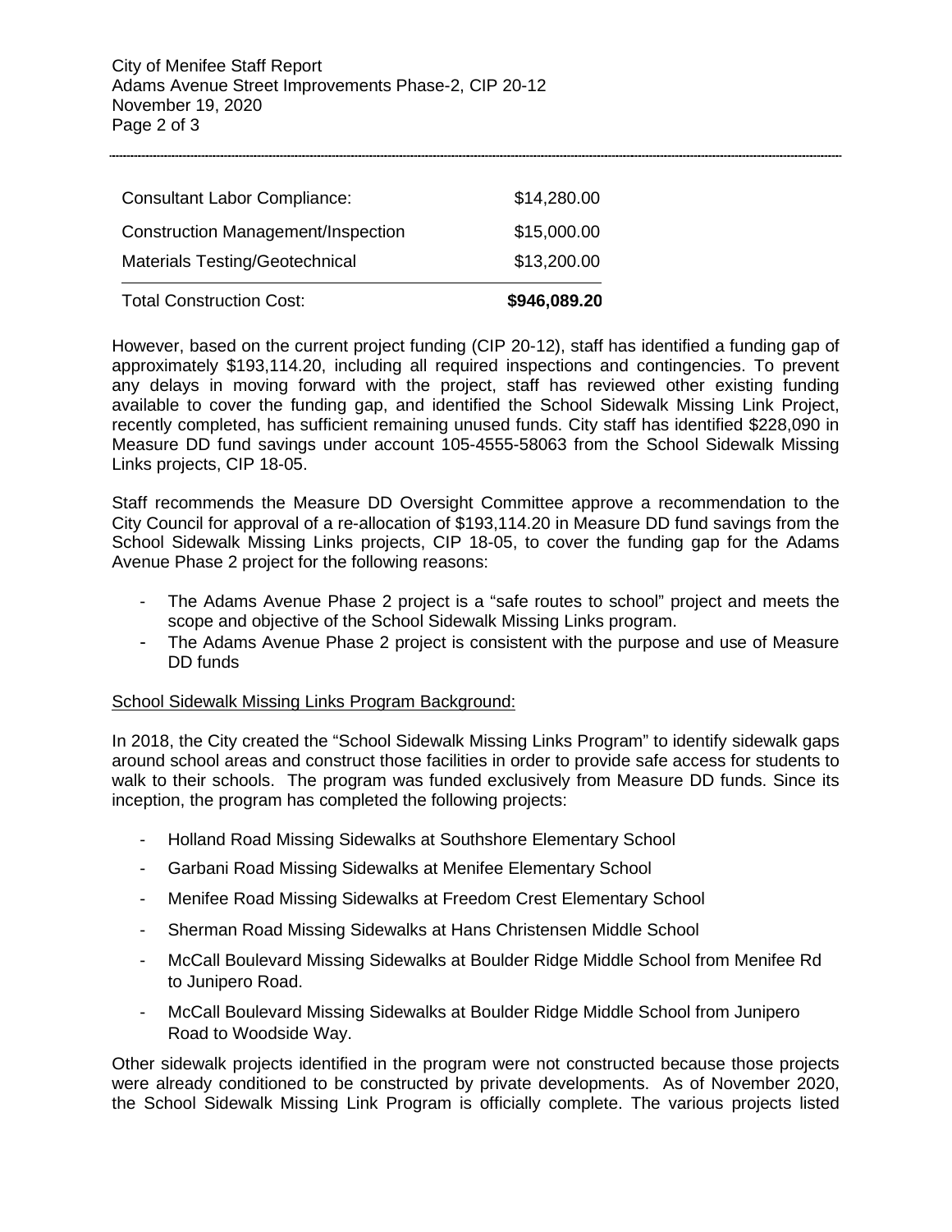| | |
|---|---|
| Consultant Labor Compliance: | $14,280.00 |
| Construction Management/Inspection | $15,000.00 |
| Materials Testing/Geotechnical | $13,200.00 |
| Total Construction Cost: | **$946,089.20** |

However, based on the current project funding (CIP 20-12), staff has identified a funding gap of approximately $193,114.20, including all required inspections and contingencies. To prevent any delays in moving forward with the project, staff has reviewed other existing funding available to cover the funding gap, and identified the School Sidewalk Missing Link Project, recently completed, has sufficient remaining unused funds. City staff has identified $228,090 in Measure DD fund savings under account 105-4555-58063 from the School Sidewalk Missing Links projects, CIP 18-05.

Staff recommends the Measure DD Oversight Committee approve a recommendation to the City Council for approval of a re-allocation of $193,114.20 in Measure DD fund savings from the School Sidewalk Missing Links projects, CIP 18-05, to cover the funding gap for the Adams Avenue Phase 2 project for the following reasons:

- The Adams Avenue Phase 2 project is a "safe routes to school" project and meets the scope and objective of the School Sidewalk Missing Links program.
- The Adams Avenue Phase 2 project is consistent with the purpose and use of Measure DD funds

School Sidewalk Missing Links Program Background:

In 2018, the City created the "School Sidewalk Missing Links Program" to identify sidewalk gaps around school areas and construct those facilities in order to provide safe access for students to walk to their schools. The program was funded exclusively from Measure DD funds. Since its inception, the program has completed the following projects:

- Holland Road Missing Sidewalks at Southshore Elementary School
- Garbani Road Missing Sidewalks at Menifee Elementary School
- Menifee Road Missing Sidewalks at Freedom Crest Elementary School
- Sherman Road Missing Sidewalks at Hans Christensen Middle School
- McCall Boulevard Missing Sidewalks at Boulder Ridge Middle School from Menifee Rd to Junipero Road.
- McCall Boulevard Missing Sidewalks at Boulder Ridge Middle School from Junipero Road to Woodside Way.

Other sidewalk projects identified in the program were not constructed because those projects were already conditioned to be constructed by private developments. As of November 2020, the School Sidewalk Missing Link Program is officially complete. The various projects listed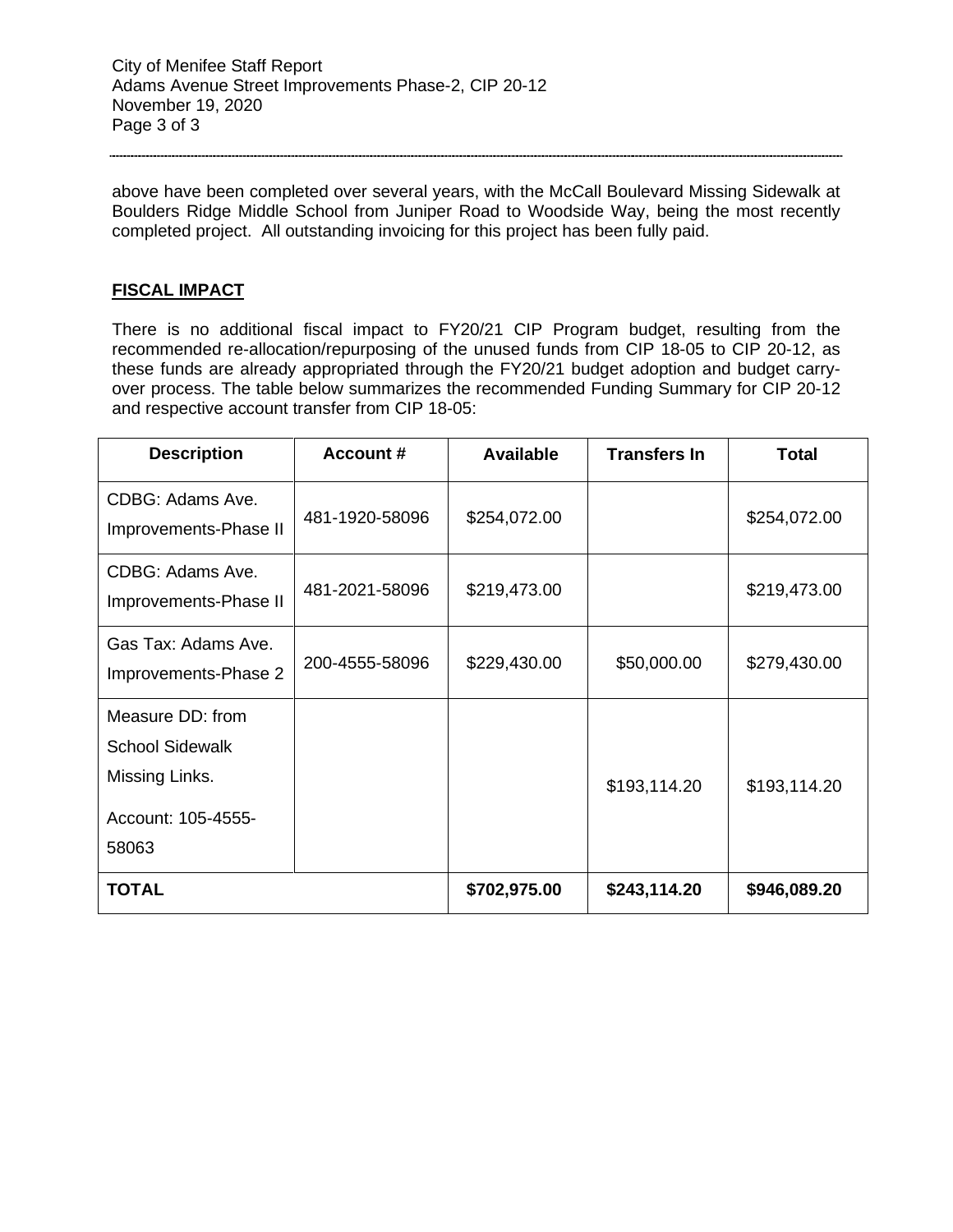above have been completed over several years, with the McCall Boulevard Missing Sidewalk at Boulders Ridge Middle School from Juniper Road to Woodside Way, being the most recently completed project. All outstanding invoicing for this project has been fully paid.

**FISCAL IMPACT**

There is no additional fiscal impact to FY20/21 CIP Program budget, resulting from the recommended re-allocation/repurposing of the unused funds from CIP 18-05 to CIP 20-12, as these funds are already appropriated through the FY20/21 budget adoption and budget carry-over process. The table below summarizes the recommended Funding Summary for CIP 20-12 and respective account transfer from CIP 18-05:

| Description | Account # | Available | Transfers In | Total |
|---|---|---|---|---|
| CDBG: Adams Ave. Improvements-Phase II | 481-1920-58096 | $254,072.00 | | $254,072.00 |
| CDBG: Adams Ave. Improvements-Phase II | 481-2021-58096 | $219,473.00 | | $219,473.00 |
| Gas Tax: Adams Ave. Improvements-Phase 2 | 200-4555-58096 | $229,430.00 | $50,000.00 | $279,430.00 |
| Measure DD: from School Sidewalk Missing Links. Account: 105-4555-58063 | | | $193,114.20 | $193,114.20 |
| **TOTAL** | | **$702,975.00** | **$243,114.20** | **$946,089.20** |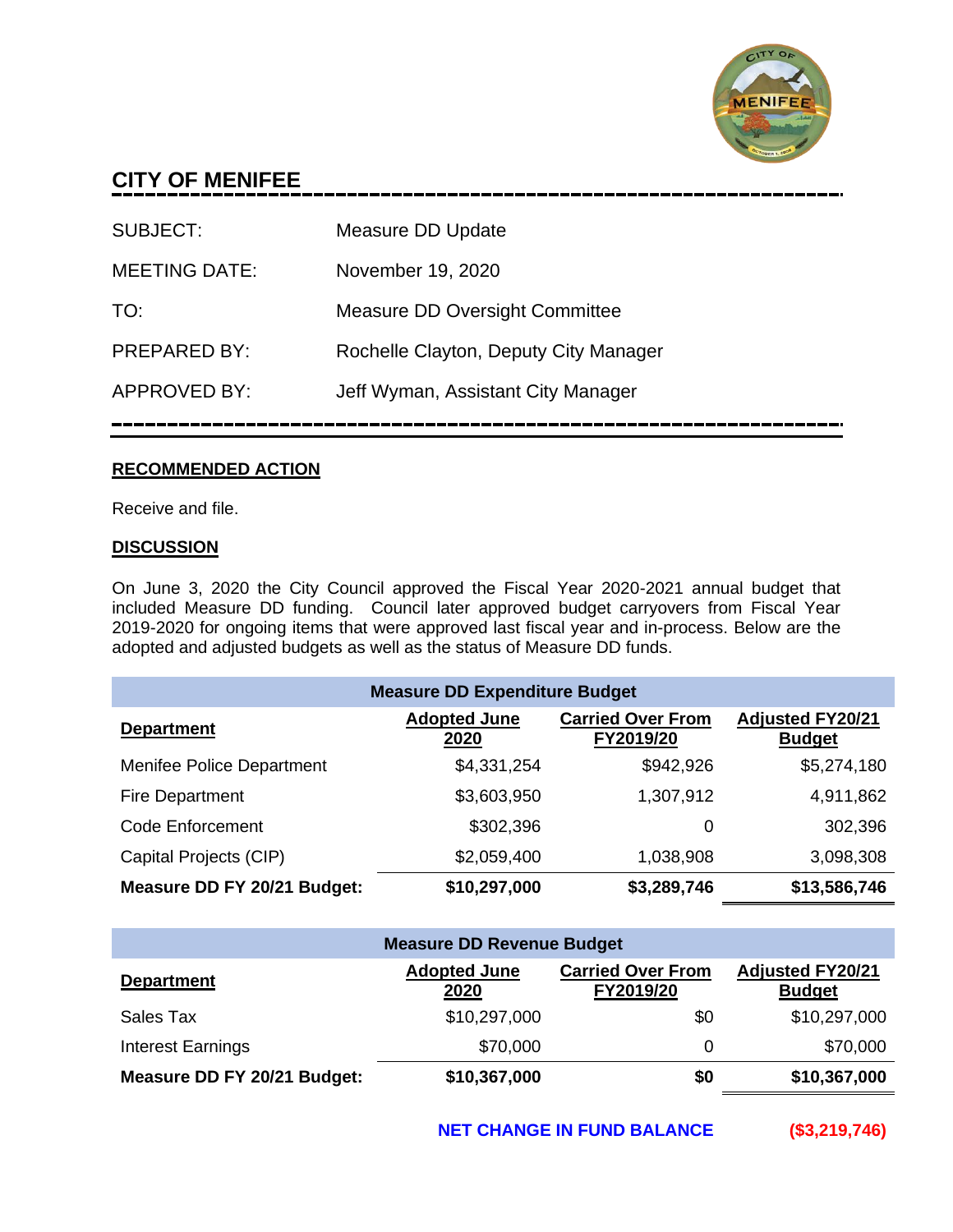# CITY OF MENIFEE

| | |
|---|---|
| SUBJECT: | Measure DD Update |
| MEETING DATE: | November 19, 2020 |
| TO: | Measure DD Oversight Committee |
| PREPARED BY: | Rochelle Clayton, Deputy City Manager |
| APPROVED BY: | Jeff Wyman, Assistant City Manager |

## RECOMMENDED ACTION

Receive and file.

## DISCUSSION

On June 3, 2020 the City Council approved the Fiscal Year 2020-2021 annual budget that included Measure DD funding. Council later approved budget carryovers from Fiscal Year 2019-2020 for ongoing items that were approved last fiscal year and in-process. Below are the adopted and adjusted budgets as well as the status of Measure DD funds.

| Measure DD Expenditure Budget | | | |
|---|---|---|---|
| **Department** | **Adopted June 2020** | **Carried Over From FY2019/20** | **Adjusted FY20/21 Budget** |
| Menifee Police Department | $4,331,254 | $942,926 | $5,274,180 |
| Fire Department | $3,603,950 | 1,307,912 | 4,911,862 |
| Code Enforcement | $302,396 | 0 | 302,396 |
| Capital Projects (CIP) | $2,059,400 | 1,038,908 | 3,098,308 |
| **Measure DD FY 20/21 Budget:** | **$10,297,000** | **$3,289,746** | **$13,586,746** |

| Measure DD Revenue Budget | | | |
|---|---|---|---|
| **Department** | **Adopted June 2020** | **Carried Over From FY2019/20** | **Adjusted FY20/21 Budget** |
| Sales Tax | $10,297,000 | $0 | $10,297,000 |
| Interest Earnings | $70,000 | 0 | $70,000 |
| **Measure DD FY 20/21 Budget:** | **$10,367,000** | **$0** | **$10,367,000** |

**NET CHANGE IN FUND BALANCE** **($3,219,746)**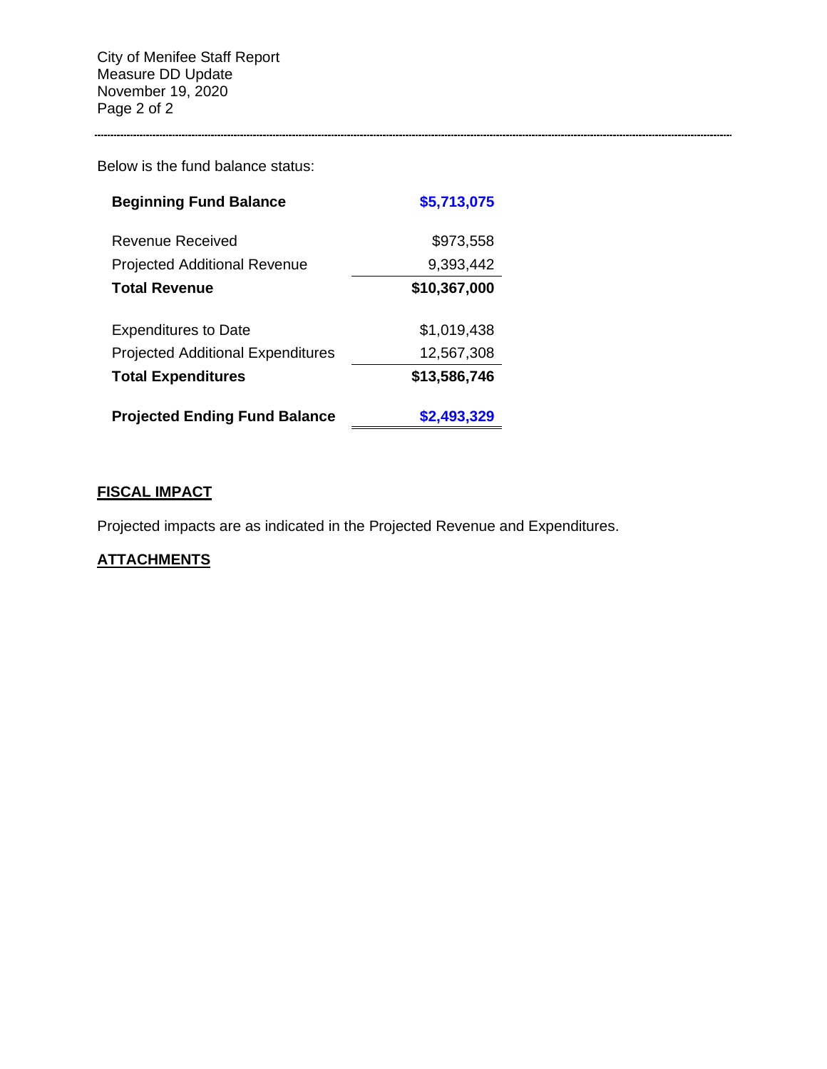Below is the fund balance status:

| | |
|---|---|
| **Beginning Fund Balance** | **$5,713,075** |
| Revenue Received | $973,558 |
| Projected Additional Revenue | 9,393,442 |
| **Total Revenue** | **$10,367,000** |
| Expenditures to Date | $1,019,438 |
| Projected Additional Expenditures | 12,567,308 |
| **Total Expenditures** | **$13,586,746** |
| **Projected Ending Fund Balance** | **$2,493,329** |

## FISCAL IMPACT

Projected impacts are as indicated in the Projected Revenue and Expenditures.

## ATTACHMENTS